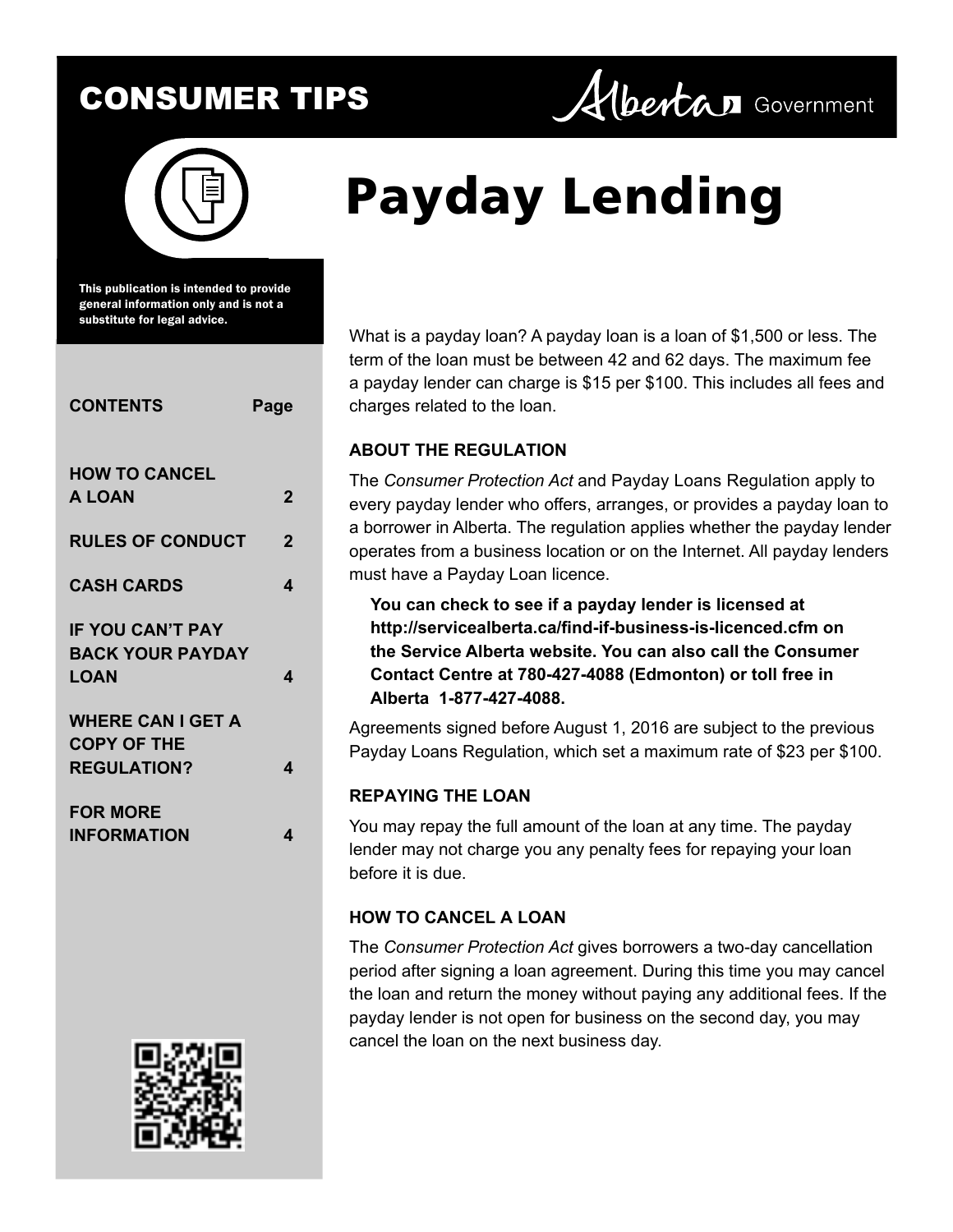# CONSUMER TIPS

Alberta Government

# Payday Lending

This publication is intended to provide general information only and is not a substitute for legal advice.

| CONTENTS | Page |
| --- | --- |
| HOW TO CANCEL A LOAN | 2 |
| RULES OF CONDUCT | 2 |
| CASH CARDS | 4 |
| IF YOU CAN'T PAY BACK YOUR PAYDAY LOAN | 4 |
| WHERE CAN I GET A COPY OF THE REGULATION? | 4 |
| FOR MORE INFORMATION | 4 |

What is a payday loan? A payday loan is a loan of $1,500 or less. The term of the loan must be between 42 and 62 days. The maximum fee a payday lender can charge is $15 per $100. This includes all fees and charges related to the loan.

## ABOUT THE REGULATION

The *Consumer Protection Act* and Payday Loans Regulation apply to every payday lender who offers, arranges, or provides a payday loan to a borrower in Alberta. The regulation applies whether the payday lender operates from a business location or on the Internet. All payday lenders must have a Payday Loan licence.

**You can check to see if a payday lender is licensed at http://servicealberta.ca/find-if-business-is-licenced.cfm on the Service Alberta website. You can also call the Consumer Contact Centre at 780-427-4088 (Edmonton) or toll free in Alberta 1-877-427-4088.**

Agreements signed before August 1, 2016 are subject to the previous Payday Loans Regulation, which set a maximum rate of $23 per $100.

## REPAYING THE LOAN

You may repay the full amount of the loan at any time. The payday lender may not charge you any penalty fees for repaying your loan before it is due.

## HOW TO CANCEL A LOAN

The *Consumer Protection Act* gives borrowers a two-day cancellation period after signing a loan agreement. During this time you may cancel the loan and return the money without paying any additional fees. If the payday lender is not open for business on the second day, you may cancel the loan on the next business day.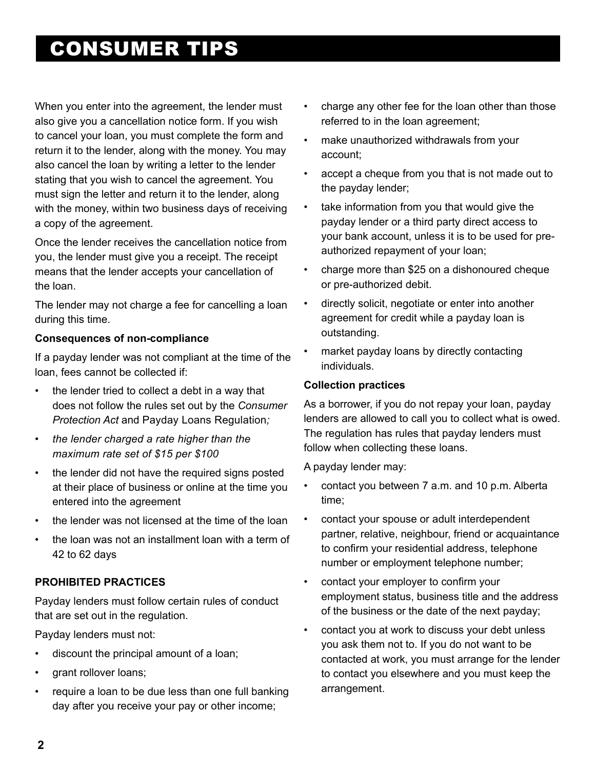When you enter into the agreement, the lender must also give you a cancellation notice form. If you wish to cancel your loan, you must complete the form and return it to the lender, along with the money. You may also cancel the loan by writing a letter to the lender stating that you wish to cancel the agreement. You must sign the letter and return it to the lender, along with the money, within two business days of receiving a copy of the agreement.

Once the lender receives the cancellation notice from you, the lender must give you a receipt. The receipt means that the lender accepts your cancellation of the loan.

The lender may not charge a fee for cancelling a loan during this time.

**Consequences of non-compliance**

If a payday lender was not compliant at the time of the loan, fees cannot be collected if:

- the lender tried to collect a debt in a way that does not follow the rules set out by the *Consumer Protection Act* and Payday Loans Regulation*;*
- *the lender charged a rate higher than the maximum rate set of $15 per $100*
- the lender did not have the required signs posted at their place of business or online at the time you entered into the agreement
- the lender was not licensed at the time of the loan
- the loan was not an installment loan with a term of 42 to 62 days

**PROHIBITED PRACTICES**

Payday lenders must follow certain rules of conduct that are set out in the regulation.

Payday lenders must not:

- discount the principal amount of a loan;
- grant rollover loans;
- require a loan to be due less than one full banking day after you receive your pay or other income;
- charge any other fee for the loan other than those referred to in the loan agreement;
- make unauthorized withdrawals from your account;
- accept a cheque from you that is not made out to the payday lender;
- take information from you that would give the payday lender or a third party direct access to your bank account, unless it is to be used for pre-authorized repayment of your loan;
- charge more than $25 on a dishonoured cheque or pre-authorized debit.
- directly solicit, negotiate or enter into another agreement for credit while a payday loan is outstanding.
- market payday loans by directly contacting individuals.

**Collection practices**

As a borrower, if you do not repay your loan, payday lenders are allowed to call you to collect what is owed. The regulation has rules that payday lenders must follow when collecting these loans.

A payday lender may:

- contact you between 7 a.m. and 10 p.m. Alberta time;
- contact your spouse or adult interdependent partner, relative, neighbour, friend or acquaintance to confirm your residential address, telephone number or employment telephone number;
- contact your employer to confirm your employment status, business title and the address of the business or the date of the next payday;
- contact you at work to discuss your debt unless you ask them not to. If you do not want to be contacted at work, you must arrange for the lender to contact you elsewhere and you must keep the arrangement.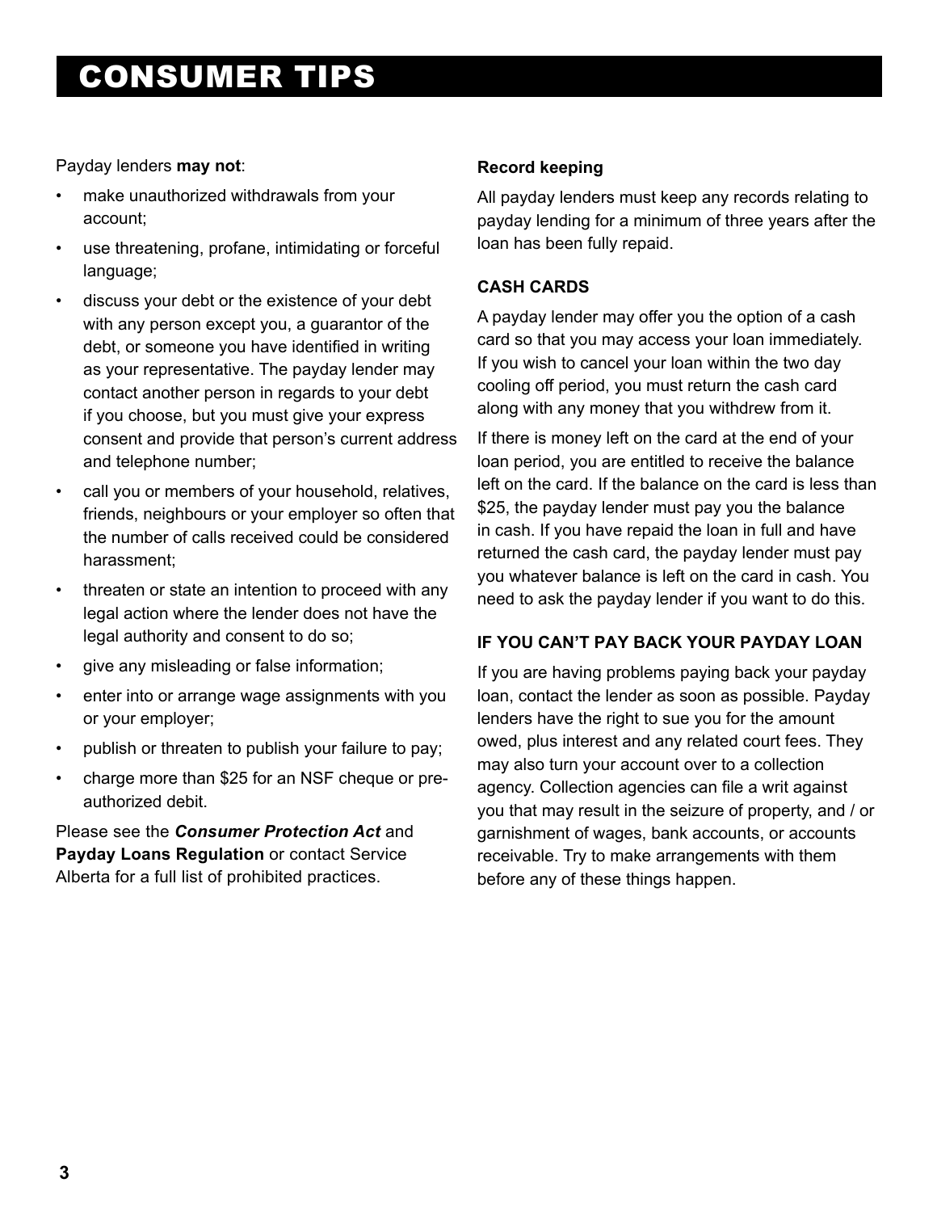# CONSUMER TIPS

Payday lenders **may not**:

- make unauthorized withdrawals from your account;
- use threatening, profane, intimidating or forceful language;
- discuss your debt or the existence of your debt with any person except you, a guarantor of the debt, or someone you have identified in writing as your representative. The payday lender may contact another person in regards to your debt if you choose, but you must give your express consent and provide that person's current address and telephone number;
- call you or members of your household, relatives, friends, neighbours or your employer so often that the number of calls received could be considered harassment;
- threaten or state an intention to proceed with any legal action where the lender does not have the legal authority and consent to do so;
- give any misleading or false information;
- enter into or arrange wage assignments with you or your employer;
- publish or threaten to publish your failure to pay;
- charge more than $25 for an NSF cheque or pre-authorized debit.

Please see the ***Consumer Protection Act*** and **Payday Loans Regulation** or contact Service Alberta for a full list of prohibited practices.

**Record keeping**

All payday lenders must keep any records relating to payday lending for a minimum of three years after the loan has been fully repaid.

## CASH CARDS

A payday lender may offer you the option of a cash card so that you may access your loan immediately. If you wish to cancel your loan within the two day cooling off period, you must return the cash card along with any money that you withdrew from it.

If there is money left on the card at the end of your loan period, you are entitled to receive the balance left on the card. If the balance on the card is less than $25, the payday lender must pay you the balance in cash. If you have repaid the loan in full and have returned the cash card, the payday lender must pay you whatever balance is left on the card in cash. You need to ask the payday lender if you want to do this.

## IF YOU CAN'T PAY BACK YOUR PAYDAY LOAN

If you are having problems paying back your payday loan, contact the lender as soon as possible. Payday lenders have the right to sue you for the amount owed, plus interest and any related court fees. They may also turn your account over to a collection agency. Collection agencies can file a writ against you that may result in the seizure of property, and / or garnishment of wages, bank accounts, or accounts receivable. Try to make arrangements with them before any of these things happen.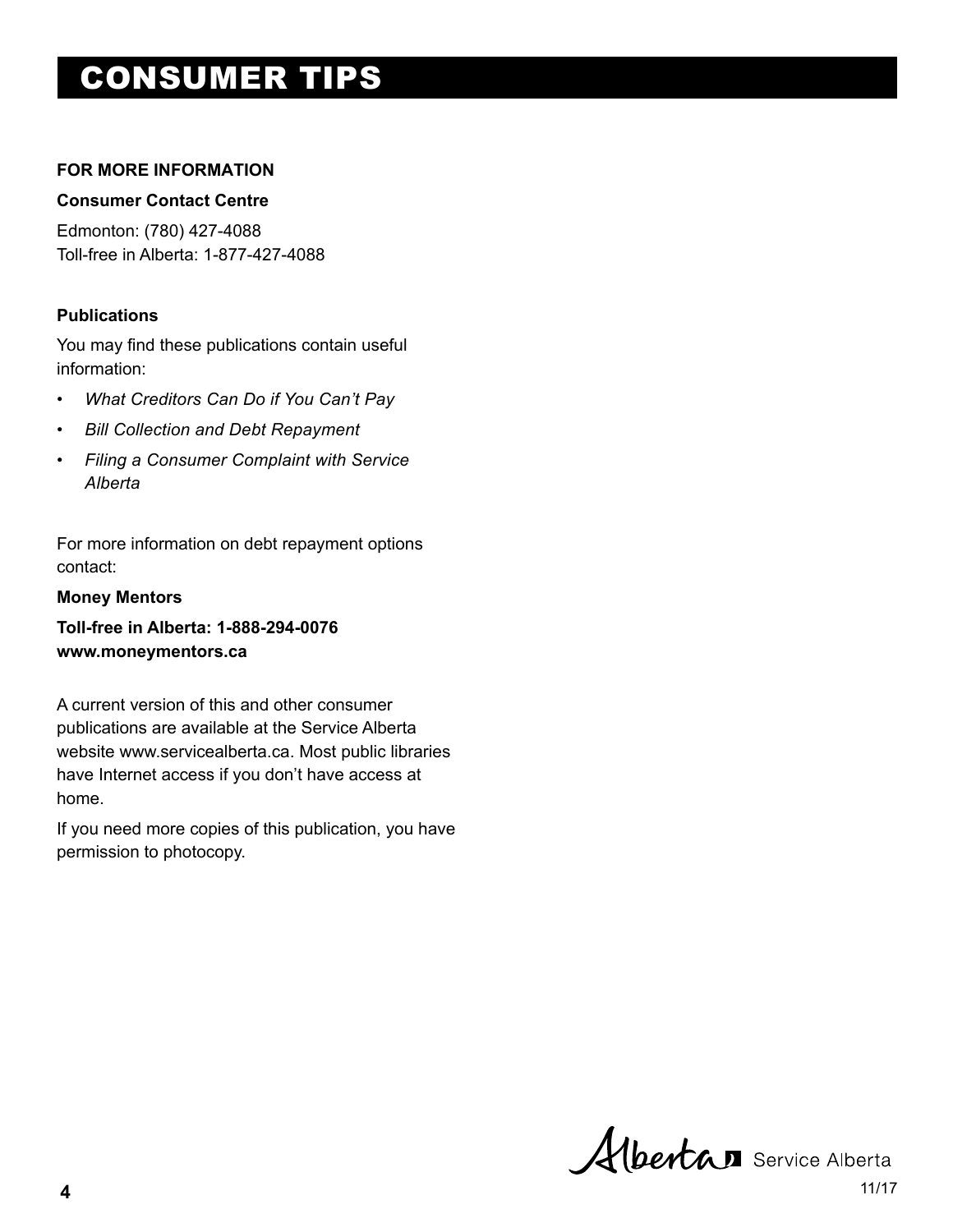# CONSUMER TIPS

**FOR MORE INFORMATION**

**Consumer Contact Centre**

Edmonton: (780) 427-4088
Toll-free in Alberta: 1-877-427-4088

**Publications**

You may find these publications contain useful information:

- *What Creditors Can Do if You Can't Pay*
- *Bill Collection and Debt Repayment*
- *Filing a Consumer Complaint with Service Alberta*

For more information on debt repayment options contact:

**Money Mentors**

**Toll-free in Alberta: 1-888-294-0076**
**www.moneymentors.ca**

A current version of this and other consumer publications are available at the Service Alberta website www.servicealberta.ca. Most public libraries have Internet access if you don't have access at home.

If you need more copies of this publication, you have permission to photocopy.

Alberta Service Alberta

11/17